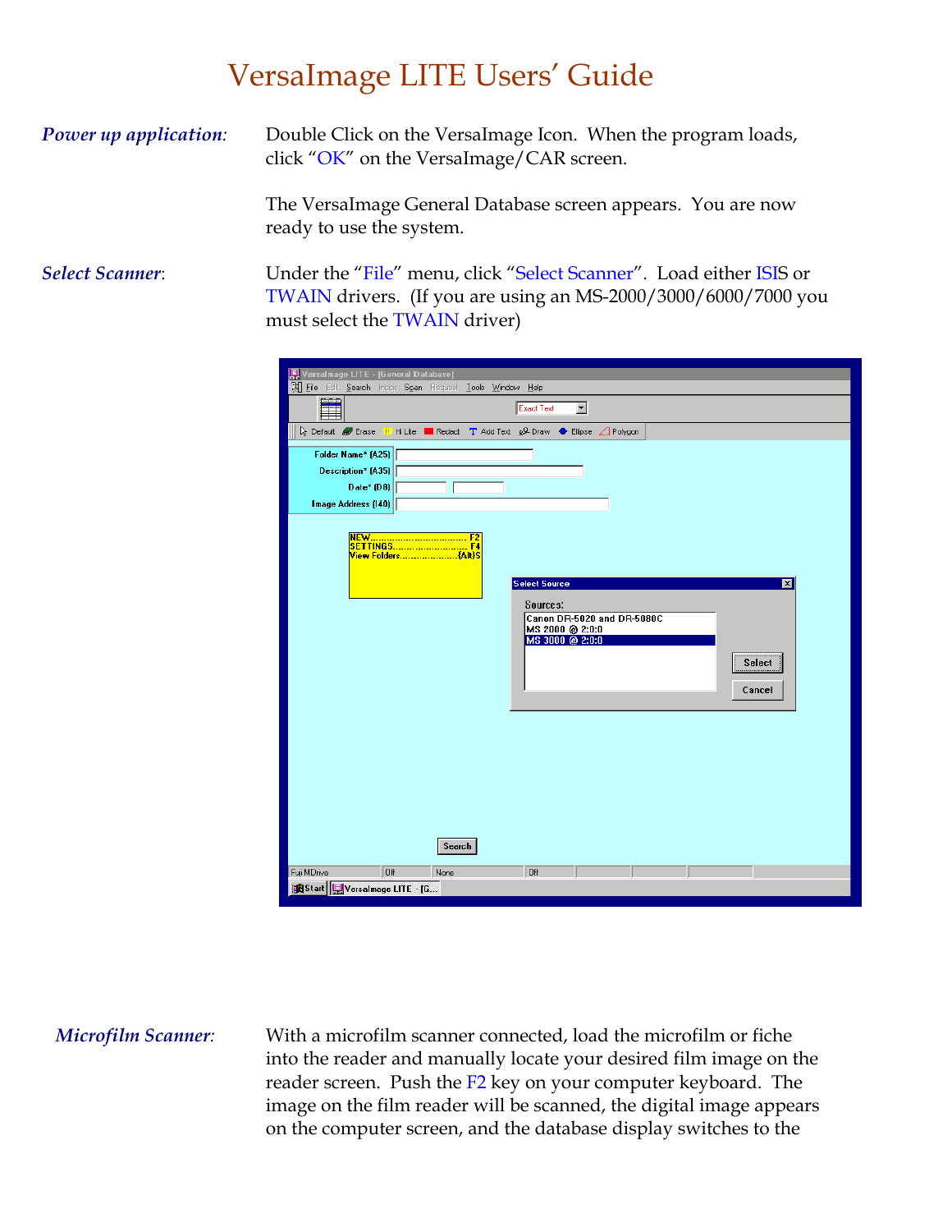# VersaImage LITE Users' Guide

***Power up application***: Double Click on the VersaImage Icon. When the program loads, click "OK" on the VersaImage/CAR screen.

The VersaImage General Database screen appears. You are now ready to use the system.

***Select Scanner***: Under the "File" menu, click "Select Scanner". Load either ISIS or TWAIN drivers. (If you are using an MS-2000/3000/6000/7000 you must select the TWAIN driver)

***Microfilm Scanner***: With a microfilm scanner connected, load the microfilm or fiche into the reader and manually locate your desired film image on the reader screen. Push the F2 key on your computer keyboard. The image on the film reader will be scanned, the digital image appears on the computer screen, and the database display switches to the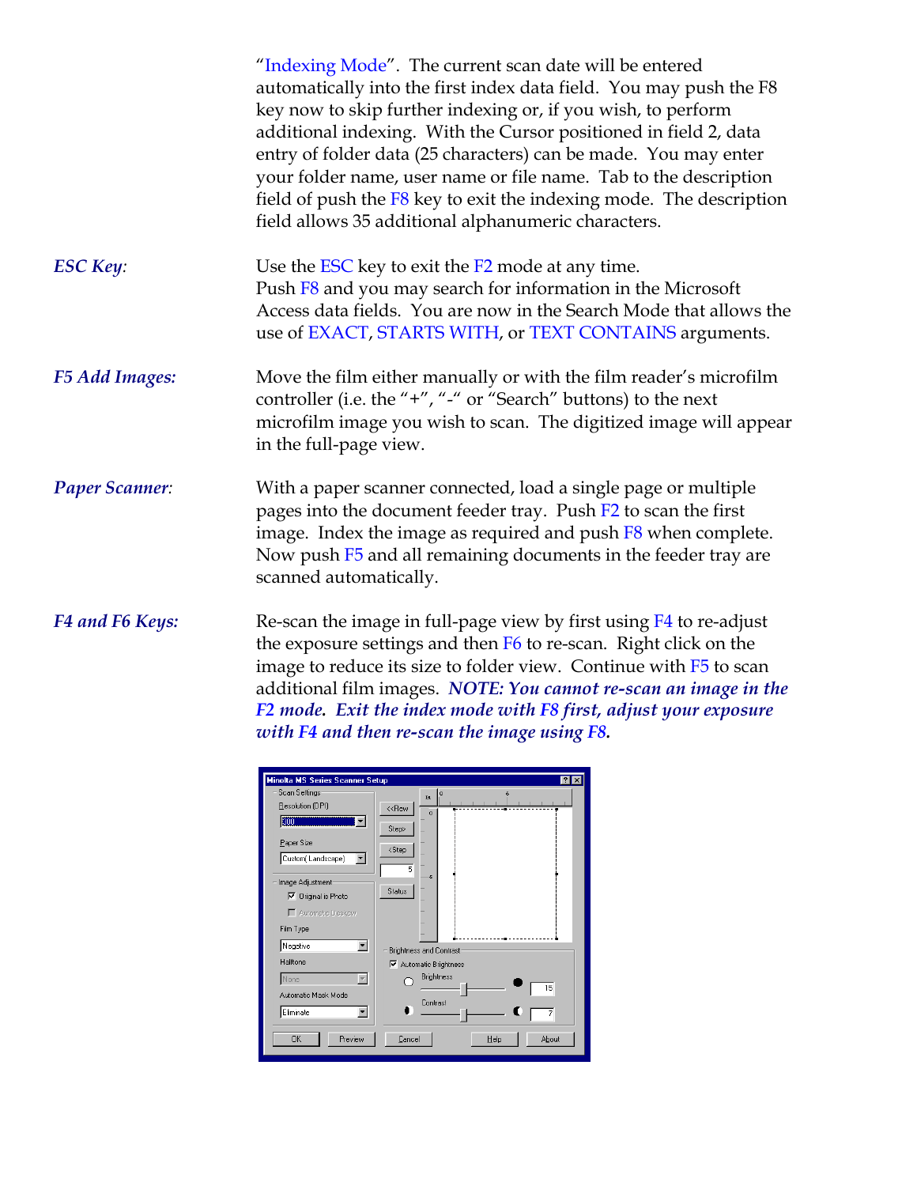"Indexing Mode". The current scan date will be entered automatically into the first index data field. You may push the F8 key now to skip further indexing or, if you wish, to perform additional indexing. With the Cursor positioned in field 2, data entry of folder data (25 characters) can be made. You may enter your folder name, user name or file name. Tab to the description field of push the F8 key to exit the indexing mode. The description field allows 35 additional alphanumeric characters.

***ESC Key:***

Use the ESC key to exit the F2 mode at any time.
Push F8 and you may search for information in the Microsoft Access data fields. You are now in the Search Mode that allows the use of EXACT, STARTS WITH, or TEXT CONTAINS arguments.

***F5 Add Images:***

Move the film either manually or with the film reader's microfilm controller (i.e. the "+", "-" or "Search" buttons) to the next microfilm image you wish to scan. The digitized image will appear in the full-page view.

***Paper Scanner:***

With a paper scanner connected, load a single page or multiple pages into the document feeder tray. Push F2 to scan the first image. Index the image as required and push F8 when complete. Now push F5 and all remaining documents in the feeder tray are scanned automatically.

***F4 and F6 Keys:***

Re-scan the image in full-page view by first using F4 to re-adjust the exposure settings and then F6 to re-scan. Right click on the image to reduce its size to folder view. Continue with F5 to scan additional film images. ***NOTE: You cannot re-scan an image in the F2 mode. Exit the index mode with F8 first, adjust your exposure with F4 and then re-scan the image using F8.***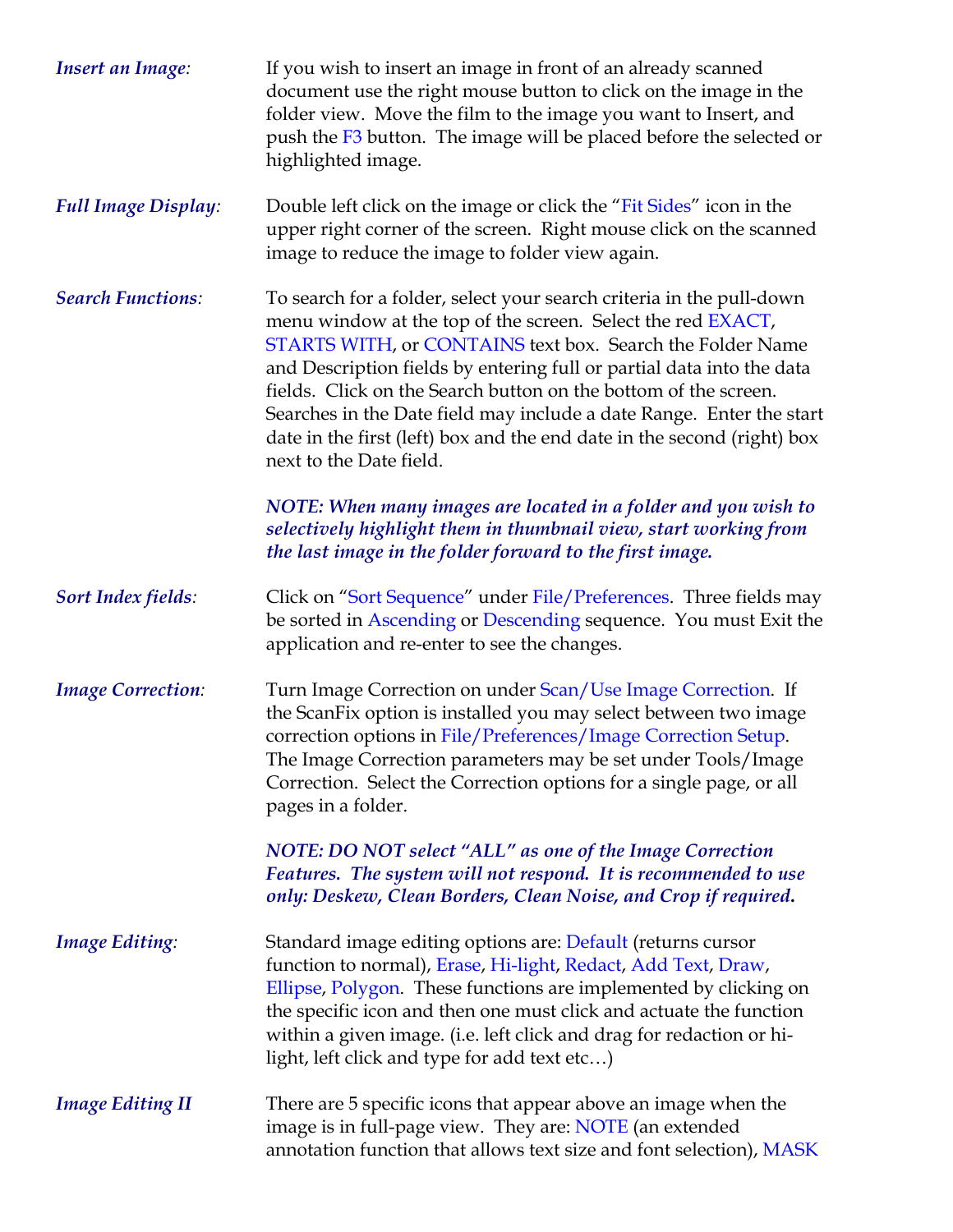***Insert an Image:*** If you wish to insert an image in front of an already scanned document use the right mouse button to click on the image in the folder view. Move the film to the image you want to Insert, and push the F3 button. The image will be placed before the selected or highlighted image.

***Full Image Display:*** Double left click on the image or click the "Fit Sides" icon in the upper right corner of the screen. Right mouse click on the scanned image to reduce the image to folder view again.

***Search Functions:*** To search for a folder, select your search criteria in the pull-down menu window at the top of the screen. Select the red EXACT, STARTS WITH, or CONTAINS text box. Search the Folder Name and Description fields by entering full or partial data into the data fields. Click on the Search button on the bottom of the screen. Searches in the Date field may include a date Range. Enter the start date in the first (left) box and the end date in the second (right) box next to the Date field.

***NOTE: When many images are located in a folder and you wish to selectively highlight them in thumbnail view, start working from the last image in the folder forward to the first image.***

***Sort Index fields:*** Click on "Sort Sequence" under File/Preferences. Three fields may be sorted in Ascending or Descending sequence. You must Exit the application and re-enter to see the changes.

***Image Correction:*** Turn Image Correction on under Scan/Use Image Correction. If the ScanFix option is installed you may select between two image correction options in File/Preferences/Image Correction Setup. The Image Correction parameters may be set under Tools/Image Correction. Select the Correction options for a single page, or all pages in a folder.

***NOTE: DO NOT select "ALL" as one of the Image Correction Features. The system will not respond. It is recommended to use only: Deskew, Clean Borders, Clean Noise, and Crop if required.***

***Image Editing:*** Standard image editing options are: Default (returns cursor function to normal), Erase, Hi-light, Redact, Add Text, Draw, Ellipse, Polygon. These functions are implemented by clicking on the specific icon and then one must click and actuate the function within a given image. (i.e. left click and drag for redaction or hi-light, left click and type for add text etc…)

***Image Editing II*** There are 5 specific icons that appear above an image when the image is in full-page view. They are: NOTE (an extended annotation function that allows text size and font selection), MASK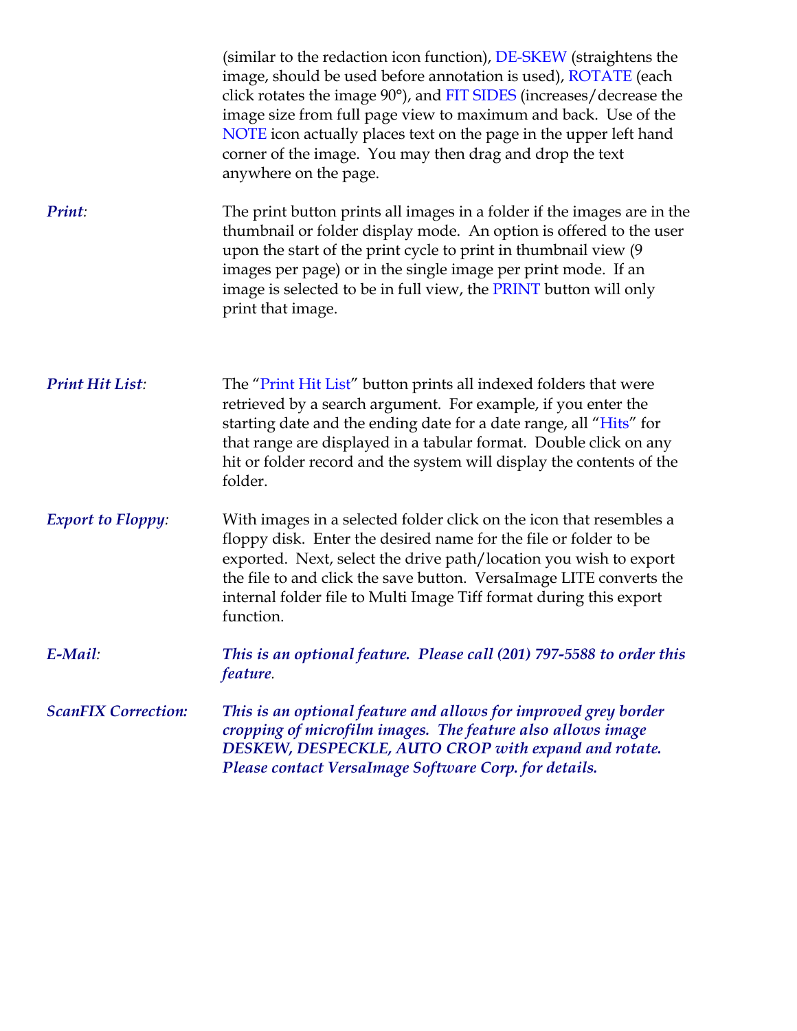(similar to the redaction icon function), DE-SKEW (straightens the image, should be used before annotation is used), ROTATE (each click rotates the image 90°), and FIT SIDES (increases/decrease the image size from full page view to maximum and back. Use of the NOTE icon actually places text on the page in the upper left hand corner of the image. You may then drag and drop the text anywhere on the page.

***Print***: The print button prints all images in a folder if the images are in the thumbnail or folder display mode. An option is offered to the user upon the start of the print cycle to print in thumbnail view (9 images per page) or in the single image per print mode. If an image is selected to be in full view, the PRINT button will only print that image.

***Print Hit List***: The "Print Hit List" button prints all indexed folders that were retrieved by a search argument. For example, if you enter the starting date and the ending date for a date range, all "Hits" for that range are displayed in a tabular format. Double click on any hit or folder record and the system will display the contents of the folder.

***Export to Floppy***: With images in a selected folder click on the icon that resembles a floppy disk. Enter the desired name for the file or folder to be exported. Next, select the drive path/location you wish to export the file to and click the save button. VersaImage LITE converts the internal folder file to Multi Image Tiff format during this export function.

***E-Mail***: ***This is an optional feature. Please call (201) 797-5588 to order this feature.***

***ScanFIX Correction:*** ***This is an optional feature and allows for improved grey border cropping of microfilm images. The feature also allows image DESKEW, DESPECKLE, AUTO CROP with expand and rotate. Please contact VersaImage Software Corp. for details.***